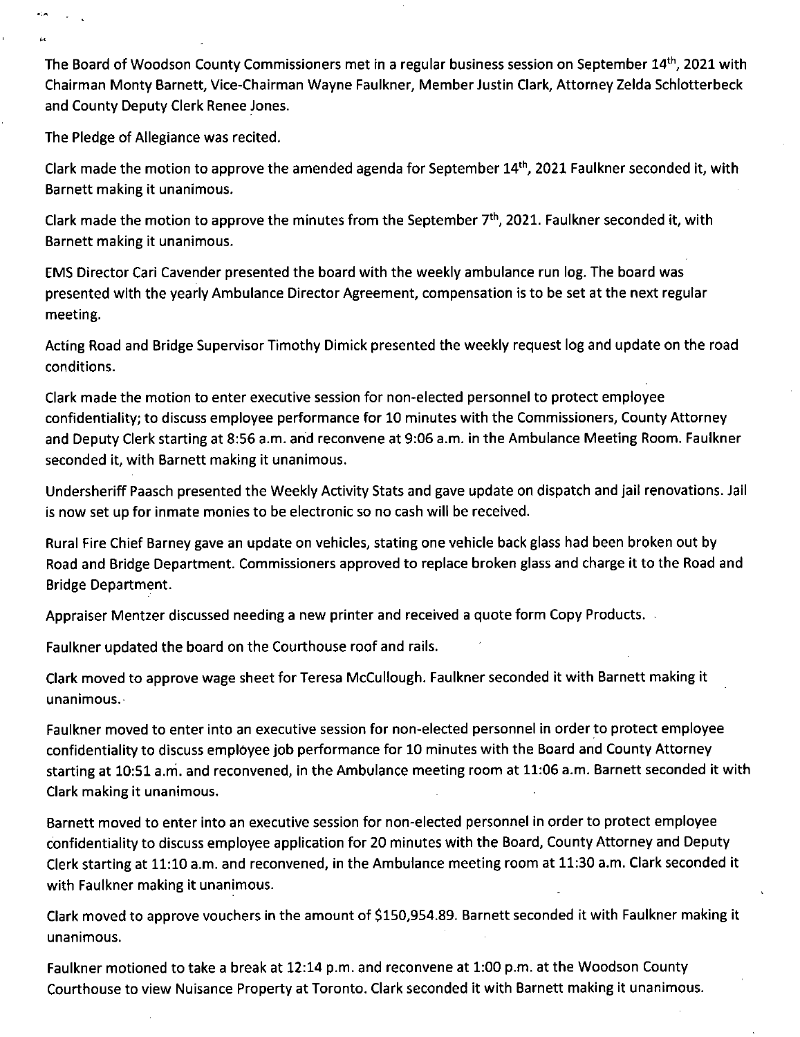The Board of Woodson County Commissioners met in a regular business session on September 14th, 2021 with Chairman Monty Barnett, Vice-Chairman Wayne Faulkner, Member Justin Clark, Attorney Zelda Schlotterbeck and County Deputy Clerk Renee Jones.

The Pledge of Allegiance was recited.

Clark made the motion to approve the amended agenda for September 14th, 2021 Faulkner seconded it, with Barnett making it unanimous.

Clark made the motion to approve the minutes from the September 7th, 2021. Faulkner seconded it, with Barnett making it unanimous.

EMS Director Cari Cavender presented the board with the weekly ambulance run log. The board was presented with the yearly Ambulance Director Agreement, compensation is to be set at the next regular meeting.

Acting Road and Bridge Supervisor Timothy Dimick presented the weekly request log and update on the road conditions.

Clark made the motion to enter executive session for non-elected personnel to protect employee confidentiality; to discuss employee performance for 10 minutes with the Commissioners, County Attorney and Deputy Clerk starting at 8:56 a.m. and reconvene at 9:06 a.m. in the Ambulance Meeting Room. Faulkner seconded it, with Barnett making it unanimous.

Undersheriff Paasch presented the Weekly Activity Stats and gave update on dispatch and jail renovations. Jail is now set up for inmate monies to be electronic so no cash will be received.

Rural Fire Chief Barney gave an update on vehicles, stating one vehicle back glass had been broken out by Road and Bridge Department. Commissioners approved to replace broken glass and charge it to the Road and Bridge Department.

Appraiser Mentzer discussed needing a new printer and received a quote form Copy Products.

Faulkner updated the board on the Courthouse roof and rails.

Clark moved to approve wage sheet for Teresa McCullough. Faulkner seconded it with Barnett making it unanimous.

Faulkner moved to enter into an executive session for non-elected personnel in order to protect employee confidentiality to discuss employee job performance for 10 minutes with the Board and County Attorney starting at 10:51 a.m. and reconvened, in the Ambulance meeting room at 11:06 a.m. Barnett seconded it with Clark making it unanimous.

Barnett moved to enter into an executive session for non-elected personnel in order to protect employee confidentiality to discuss employee application for 20 minutes with the Board, County Attorney and Deputy Clerk starting at 11:10 a.m. and reconvened, in the Ambulance meeting room at 11:30 a.m. Clark seconded it with Faulkner making it unanimous.

Clark moved to approve vouchers in the amount of $150,954.89. Barnett seconded it with Faulkner making it unanimous.

Faulkner motioned to take a break at 12:14 p.m. and reconvene at 1:00 p.m. at the Woodson County Courthouse to view Nuisance Property at Toronto. Clark seconded it with Barnett making it unanimous.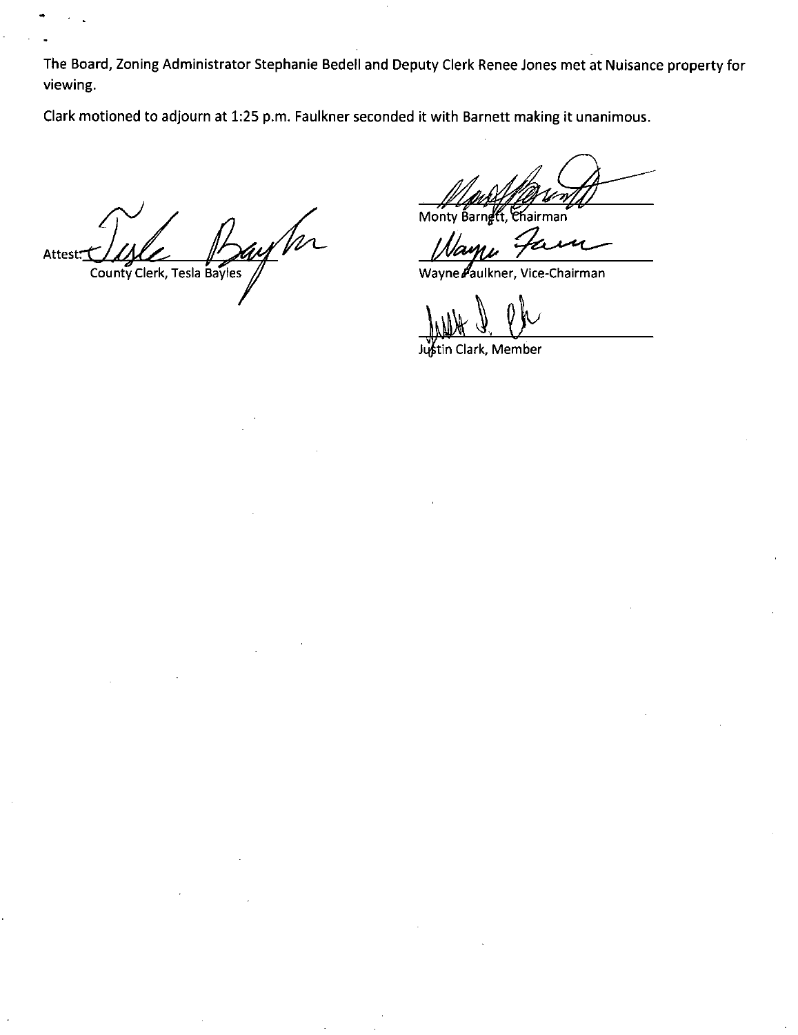The Board, Zoning Administrator Stephanie Bedell and Deputy Clerk Renee Jones met at Nuisance property for viewing.

Clark motioned to adjourn at 1:25 p.m. Faulkner seconded it with Barnett making it unanimous.

Attest: \_\_\_\_\_\_\_\_\_\_\_\_\_\_\_\_\_\_\_\_\_\_\_\_\_\_\_
County Clerk, Tesla Bayles

\_\_\_\_\_\_\_\_\_\_\_\_\_\_\_\_\_\_\_\_\_\_\_\_\_\_\_
Monty Barnett, Chairman

\_\_\_\_\_\_\_\_\_\_\_\_\_\_\_\_\_\_\_\_\_\_\_\_\_\_\_
Wayne Faulkner, Vice-Chairman

\_\_\_\_\_\_\_\_\_\_\_\_\_\_\_\_\_\_\_\_\_\_\_\_\_\_\_
Justin Clark, Member